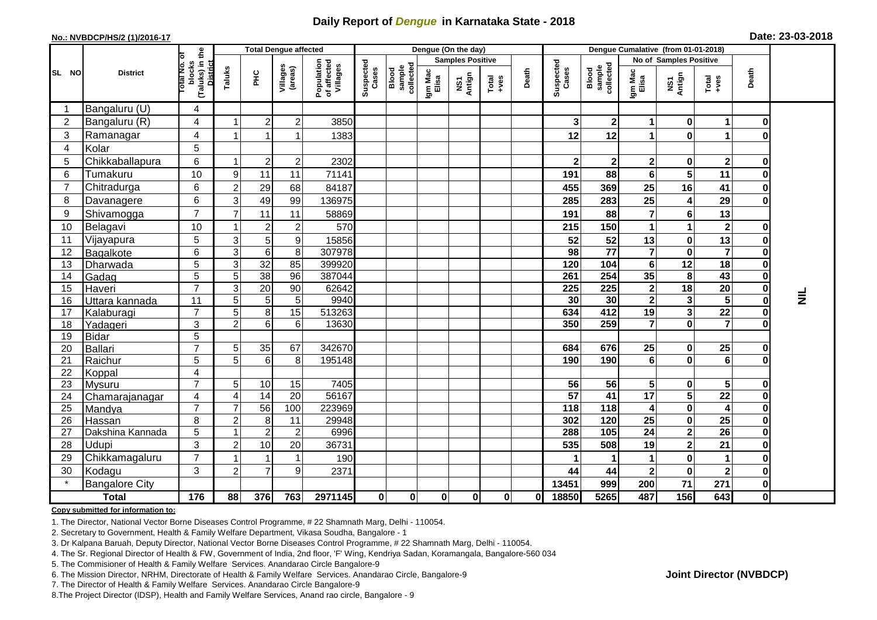# Daily Report of *Dengue* in Karnataka State - 2018

**No.: NVBDCP/HS/2 (1)/2016-17**

**Date: 23-03-2018**

| SL NO | District | Total No. of blocks (Taluks) in the District | Total Dengue affected | | | | Dengue (On the day) | | | | | | | Dengue Cumalative (from 01-01-2018) | | | | | | | |
|---|---|---|---|---|---|---|---|---|---|---|---|---|---|---|---|---|---|---|---|---|
| | | | Taluks | PHC | Villages (areas) | Population of affected Villages | Suspected Cases | Blood sample collected | Samples Positive | | | Death | Suspected Cases | Blood sample collected | No of Samples Positive | | | Death | |
| | | | | | | | | | Igm Mac Elisa | NS1 Antign | Total +ves | | | | Igm Mac Elisa | NS1 Antign | Total +ves | | |
| 1 | Bangaluru (U) | 4 | | | | | | | | | | | | | | | | | NIL |
| 2 | Bangaluru (R) | 4 | 1 | 2 | 2 | 3850 | | | | | | | 3 | 2 | 1 | 0 | 1 | 0 | |
| 3 | Ramanagar | 4 | 1 | 1 | 1 | 1383 | | | | | | | 12 | 12 | 1 | 0 | 1 | 0 | |
| 4 | Kolar | 5 | | | | | | | | | | | | | | | | | |
| 5 | Chikkaballapura | 6 | 1 | 2 | 2 | 2302 | | | | | | | 2 | 2 | 2 | 0 | 2 | 0 | |
| 6 | Tumakuru | 10 | 9 | 11 | 11 | 71141 | | | | | | | 191 | 88 | 6 | 5 | 11 | 0 | |
| 7 | Chitradurga | 6 | 2 | 29 | 68 | 84187 | | | | | | | 455 | 369 | 25 | 16 | 41 | 0 | |
| 8 | Davanagere | 6 | 3 | 49 | 99 | 136975 | | | | | | | 285 | 283 | 25 | 4 | 29 | 0 | |
| 9 | Shivamogga | 7 | 7 | 11 | 11 | 58869 | | | | | | | 191 | 88 | 7 | 6 | 13 | | |
| 10 | Belagavi | 10 | 1 | 2 | 2 | 570 | | | | | | | 215 | 150 | 1 | 1 | 2 | 0 | |
| 11 | Vijayapura | 5 | 3 | 5 | 9 | 15856 | | | | | | | 52 | 52 | 13 | 0 | 13 | 0 | |
| 12 | Bagalkote | 6 | 3 | 6 | 8 | 307978 | | | | | | | 98 | 77 | 7 | 0 | 7 | 0 | |
| 13 | Dharwada | 5 | 3 | 32 | 85 | 399920 | | | | | | | 120 | 104 | 6 | 12 | 18 | 0 | |
| 14 | Gadag | 5 | 5 | 38 | 96 | 387044 | | | | | | | 261 | 254 | 35 | 8 | 43 | 0 | |
| 15 | Haveri | 7 | 3 | 20 | 90 | 62642 | | | | | | | 225 | 225 | 2 | 18 | 20 | 0 | |
| 16 | Uttara kannada | 11 | 5 | 5 | 5 | 9940 | | | | | | | 30 | 30 | 2 | 3 | 5 | 0 | |
| 17 | Kalaburagi | 7 | 5 | 8 | 15 | 513263 | | | | | | | 634 | 412 | 19 | 3 | 22 | 0 | |
| 18 | Yadageri | 3 | 2 | 6 | 6 | 13630 | | | | | | | 350 | 259 | 7 | 0 | 7 | 0 | |
| 19 | Bidar | 5 | | | | | | | | | | | | | | | | | |
| 20 | Ballari | 7 | 5 | 35 | 67 | 342670 | | | | | | | 684 | 676 | 25 | 0 | 25 | 0 | |
| 21 | Raichur | 5 | 5 | 6 | 8 | 195148 | | | | | | | 190 | 190 | 6 | 0 | 6 | 0 | |
| 22 | Koppal | 4 | | | | | | | | | | | | | | | | | |
| 23 | Mysuru | 7 | 5 | 10 | 15 | 7405 | | | | | | | 56 | 56 | 5 | 0 | 5 | 0 | |
| 24 | Chamarajanagar | 4 | 4 | 14 | 20 | 56167 | | | | | | | 57 | 41 | 17 | 5 | 22 | 0 | |
| 25 | Mandya | 7 | 7 | 56 | 100 | 223969 | | | | | | | 118 | 118 | 4 | 0 | 4 | 0 | |
| 26 | Hassan | 8 | 2 | 8 | 11 | 29948 | | | | | | | 302 | 120 | 25 | 0 | 25 | 0 | |
| 27 | Dakshina Kannada | 5 | 1 | 2 | 2 | 6996 | | | | | | | 288 | 105 | 24 | 2 | 26 | 0 | |
| 28 | Udupi | 3 | 2 | 10 | 20 | 36731 | | | | | | | 535 | 508 | 19 | 2 | 21 | 0 | |
| 29 | Chikkamagaluru | 7 | 1 | 1 | 1 | 190 | | | | | | | 1 | 1 | 1 | 0 | 1 | 0 | |
| 30 | Kodagu | 3 | 2 | 7 | 9 | 2371 | | | | | | | 44 | 44 | 2 | 0 | 2 | 0 | |
| * | Bangalore City | | | | | | | | | | | | 13451 | 999 | 200 | 71 | 271 | 0 | |
| | **Total** | **176** | **88** | **376** | **763** | **2971145** | **0** | **0** | **0** | **0** | **0** | **0** | **18850** | **5265** | **487** | **156** | **643** | **0** | |

**Copy submitted for information to:**

1. The Director, National Vector Borne Diseases Control Programme, # 22 Shamnath Marg, Delhi - 110054.
2. Secretary to Government, Health & Family Welfare Department, Vikasa Soudha, Bangalore - 1
3. Dr Kalpana Baruah, Deputy Director, National Vector Borne Diseases Control Programme, # 22 Shamnath Marg, Delhi - 110054.
4. The Sr. Regional Director of Health & FW, Government of India, 2nd floor, 'F' Wing, Kendriya Sadan, Koramangala, Bangalore-560 034
5. The Commisioner of Health & Family Welfare Services. Anandarao Circle Bangalore-9
6. The Mission Director, NRHM, Directorate of Health & Family Welfare Services. Anandarao Circle, Bangalore-9
7. The Director of Health & Family Welfare Services. Anandarao Circle Bangalore-9
8. The Project Director (IDSP), Health and Family Welfare Services, Anand rao circle, Bangalore - 9

**Joint Director (NVBDCP)**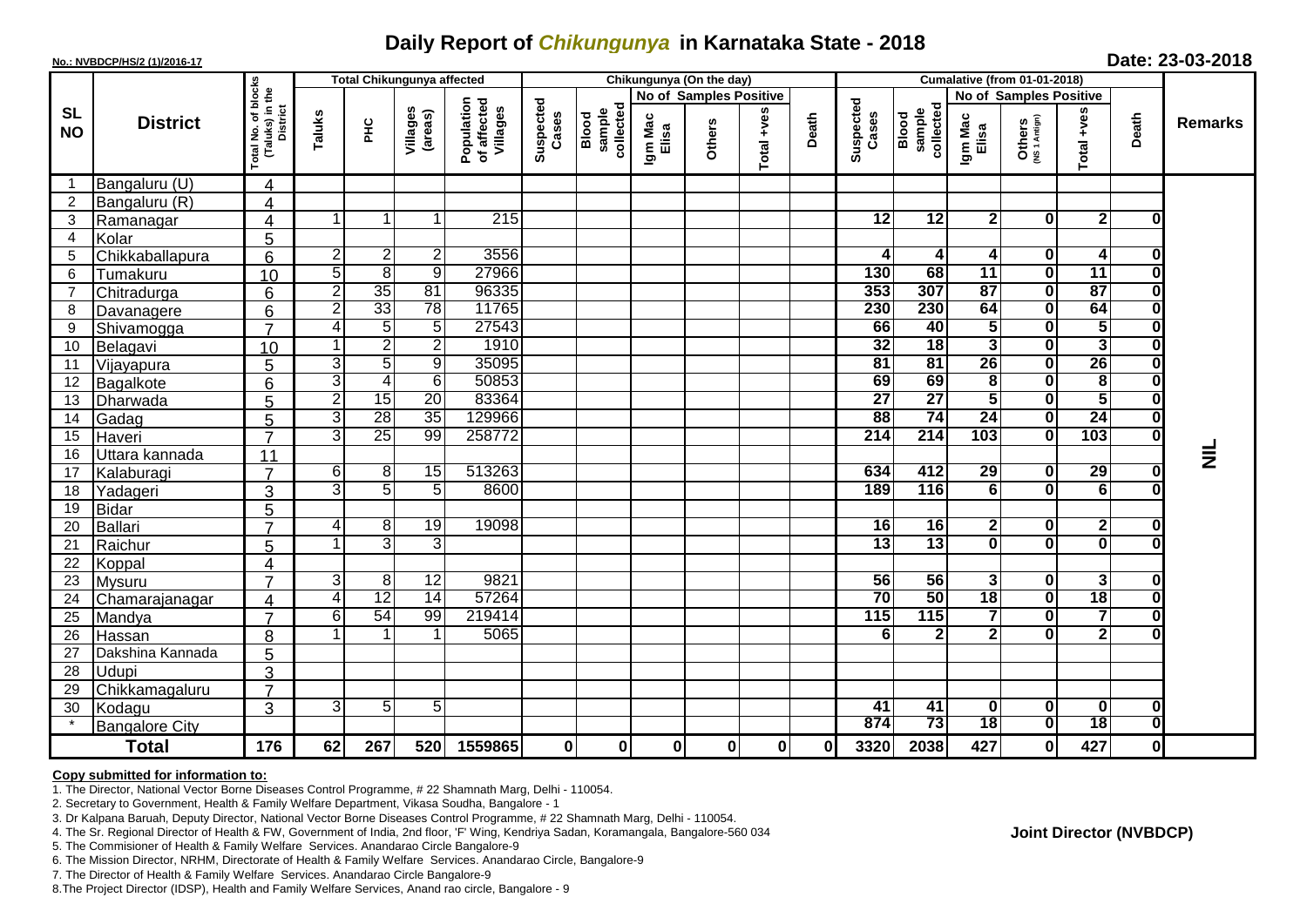# Daily Report of *Chikungunya* in Karnataka State - 2018

**No.: NVBDCP/HS/2 (1)/2016-17**

**Date: 23-03-2018**

| SL NO | District | Total No. of blocks (Taluks) in the District | Total Chikungunya affected | | | | Chikungunya (On the day) | | | | | | | Cumalative (from 01-01-2018) | | | | | | | Remarks |
|---|---|---|---|---|---|---|---|---|---|---|---|---|---|---|---|---|---|---|---|---|---|
| | | | Taluks | PHC | Villages (areas) | Population of affected Villages | Suspected Cases | Blood sample collected | No of Samples Positive | | | Death | Suspected Cases | Blood sample collected | No of Samples Positive | | | Death | |
| | | | | | | | | | Igm Mac Elisa | Others | Total +ves | | | | Igm Mac Elisa | Others (NS 1 Antign) | Total +ves | | |
| 1 | Bangaluru (U) | 4 | | | | | | | | | | | | | | | | | NIL |
| 2 | Bangaluru (R) | 4 | | | | | | | | | | | | | | | | | |
| 3 | Ramanagar | 4 | 1 | 1 | 1 | 215 | | | | | | | 12 | 12 | 2 | 0 | 2 | 0 | |
| 4 | Kolar | 5 | | | | | | | | | | | | | | | | | |
| 5 | Chikkaballapura | 6 | 2 | 2 | 2 | 3556 | | | | | | | 4 | 4 | 4 | 0 | 4 | 0 | |
| 6 | Tumakuru | 10 | 5 | 8 | 9 | 27966 | | | | | | | 130 | 68 | 11 | 0 | 11 | 0 | |
| 7 | Chitradurga | 6 | 2 | 35 | 81 | 96335 | | | | | | | 353 | 307 | 87 | 0 | 87 | 0 | |
| 8 | Davanagere | 6 | 2 | 33 | 78 | 11765 | | | | | | | 230 | 230 | 64 | 0 | 64 | 0 | |
| 9 | Shivamogga | 7 | 4 | 5 | 5 | 27543 | | | | | | | 66 | 40 | 5 | 0 | 5 | 0 | |
| 10 | Belagavi | 10 | 1 | 2 | 2 | 1910 | | | | | | | 32 | 18 | 3 | 0 | 3 | 0 | |
| 11 | Vijayapura | 5 | 3 | 5 | 9 | 35095 | | | | | | | 81 | 81 | 26 | 0 | 26 | 0 | |
| 12 | Bagalkote | 6 | 3 | 4 | 6 | 50853 | | | | | | | 69 | 69 | 8 | 0 | 8 | 0 | |
| 13 | Dharwada | 5 | 2 | 15 | 20 | 83364 | | | | | | | 27 | 27 | 5 | 0 | 5 | 0 | |
| 14 | Gadag | 5 | 3 | 28 | 35 | 129966 | | | | | | | 88 | 74 | 24 | 0 | 24 | 0 | |
| 15 | Haveri | 7 | 3 | 25 | 99 | 258772 | | | | | | | 214 | 214 | 103 | 0 | 103 | 0 | |
| 16 | Uttara kannada | 11 | | | | | | | | | | | | | | | | | |
| 17 | Kalaburagi | 7 | 6 | 8 | 15 | 513263 | | | | | | | 634 | 412 | 29 | 0 | 29 | 0 | |
| 18 | Yadageri | 3 | 3 | 5 | 5 | 8600 | | | | | | | 189 | 116 | 6 | 0 | 6 | 0 | |
| 19 | Bidar | 5 | | | | | | | | | | | | | | | | | |
| 20 | Ballari | 7 | 4 | 8 | 19 | 19098 | | | | | | | 16 | 16 | 2 | 0 | 2 | 0 | |
| 21 | Raichur | 5 | 1 | 3 | 3 | | | | | | | | 13 | 13 | 0 | 0 | 0 | 0 | |
| 22 | Koppal | 4 | | | | | | | | | | | | | | | | | |
| 23 | Mysuru | 7 | 3 | 8 | 12 | 9821 | | | | | | | 56 | 56 | 3 | 0 | 3 | 0 | |
| 24 | Chamarajanagar | 4 | 4 | 12 | 14 | 57264 | | | | | | | 70 | 50 | 18 | 0 | 18 | 0 | |
| 25 | Mandya | 7 | 6 | 54 | 99 | 219414 | | | | | | | 115 | 115 | 7 | 0 | 7 | 0 | |
| 26 | Hassan | 8 | 1 | 1 | 1 | 5065 | | | | | | | 6 | 2 | 2 | 0 | 2 | 0 | |
| 27 | Dakshina Kannada | 5 | | | | | | | | | | | | | | | | | |
| 28 | Udupi | 3 | | | | | | | | | | | | | | | | | |
| 29 | Chikkamagaluru | 7 | | | | | | | | | | | | | | | | | |
| 30 | Kodagu | 3 | 3 | 5 | 5 | | | | | | | | 41 | 41 | 0 | 0 | 0 | 0 | |
| * | Bangalore City | | | | | | | | | | | | 874 | 73 | 18 | 0 | 18 | 0 | |
| **Total** | | **176** | **62** | **267** | **520** | **1559865** | **0** | **0** | **0** | **0** | **0** | **0** | **3320** | **2038** | **427** | **0** | **427** | **0** | |

**Copy submitted for information to:**

1. The Director, National Vector Borne Diseases Control Programme, # 22 Shamnath Marg, Delhi - 110054.
2. Secretary to Government, Health & Family Welfare Department, Vikasa Soudha, Bangalore - 1
3. Dr Kalpana Baruah, Deputy Director, National Vector Borne Diseases Control Programme, # 22 Shamnath Marg, Delhi - 110054.
4. The Sr. Regional Director of Health & FW, Government of India, 2nd floor, 'F' Wing, Kendriya Sadan, Koramangala, Bangalore-560 034
5. The Commisioner of Health & Family Welfare Services. Anandarao Circle Bangalore-9
6. The Mission Director, NRHM, Directorate of Health & Family Welfare Services. Anandarao Circle, Bangalore-9
7. The Director of Health & Family Welfare Services. Anandarao Circle Bangalore-9
8. The Project Director (IDSP), Health and Family Welfare Services, Anand rao circle, Bangalore - 9

**Joint Director (NVBDCP)**